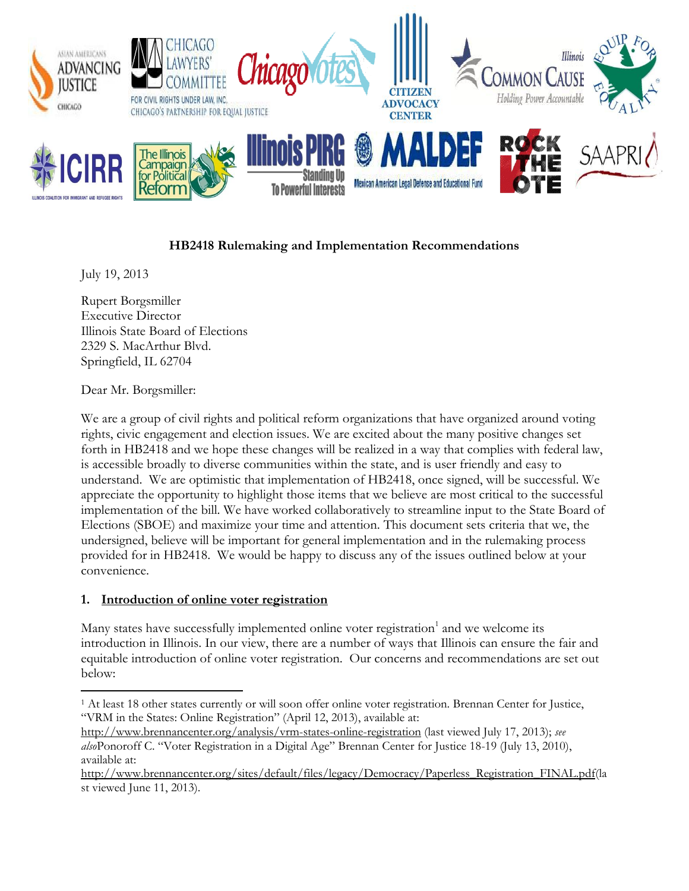**HB2418 Rulemaking and Implementation Recommendations**

July 19, 2013

Rupert Borgsmiller  
Executive Director  
Illinois State Board of Elections  
2329 S. MacArthur Blvd.  
Springfield, IL 62704

Dear Mr. Borgsmiller:

We are a group of civil rights and political reform organizations that have organized around voting rights, civic engagement and election issues. We are excited about the many positive changes set forth in HB2418 and we hope these changes will be realized in a way that complies with federal law, is accessible broadly to diverse communities within the state, and is user friendly and easy to understand. We are optimistic that implementation of HB2418, once signed, will be successful. We appreciate the opportunity to highlight those items that we believe are most critical to the successful implementation of the bill. We have worked collaboratively to streamline input to the State Board of Elections (SBOE) and maximize your time and attention. This document sets criteria that we, the undersigned, believe will be important for general implementation and in the rulemaking process provided for in HB2418. We would be happy to discuss any of the issues outlined below at your convenience.

## 1. Introduction of online voter registration

Many states have successfully implemented online voter registration[1] and we welcome its introduction in Illinois. In our view, there are a number of ways that Illinois can ensure the fair and equitable introduction of online voter registration. Our concerns and recommendations are set out below:

---

[1] At least 18 other states currently or will soon offer online voter registration. Brennan Center for Justice, "VRM in the States: Online Registration" (April 12, 2013), available at: http://www.brennancenter.org/analysis/vrm-states-online-registration (last viewed July 17, 2013); *see also*Ponoroff C. "Voter Registration in a Digital Age" Brennan Center for Justice 18-19 (July 13, 2010), available at: http://www.brennancenter.org/sites/default/files/legacy/Democracy/Paperless_Registration_FINAL.pdf(last viewed June 11, 2013).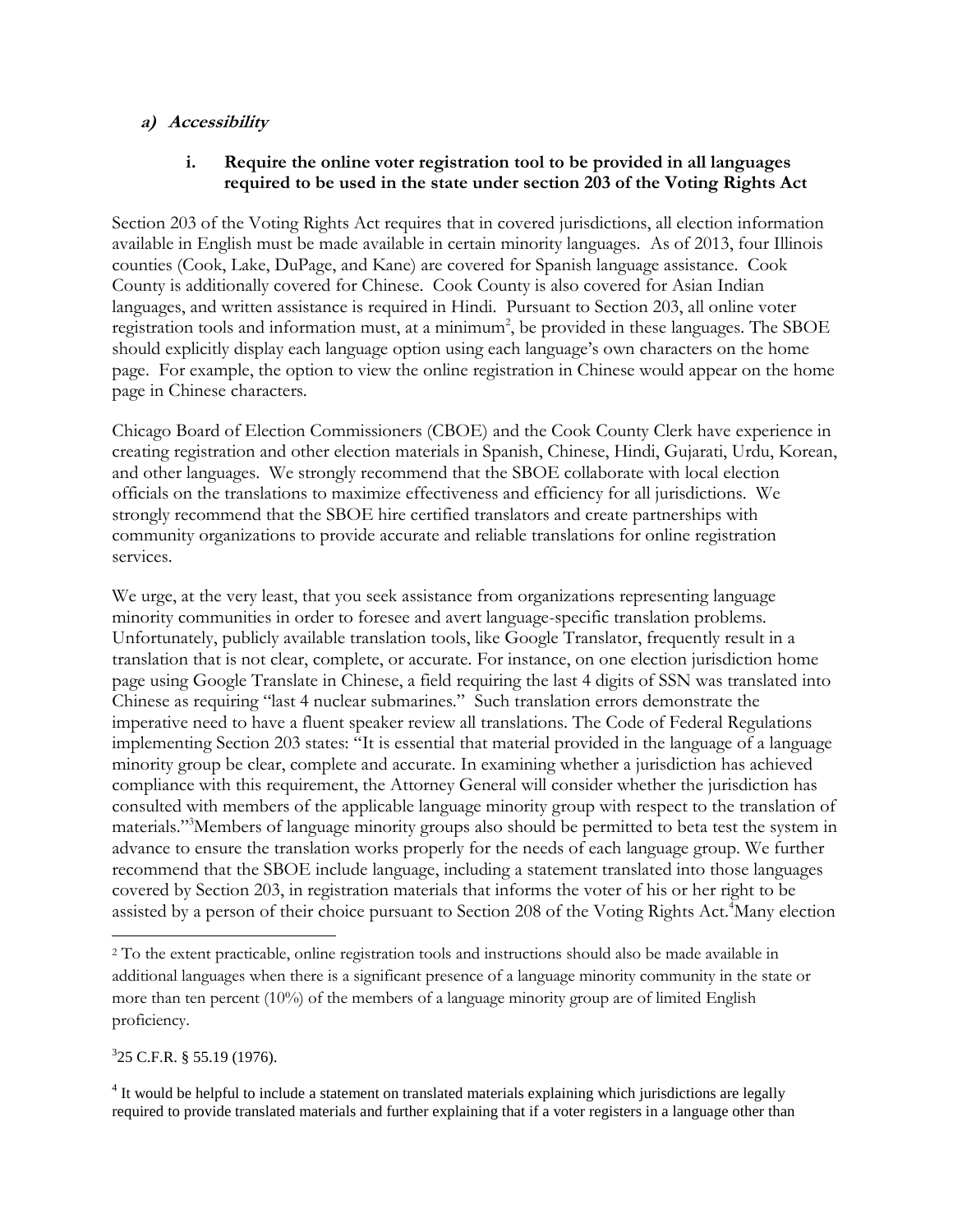### ***a) Accessibility***

#### **i. Require the online voter registration tool to be provided in all languages required to be used in the state under section 203 of the Voting Rights Act**

Section 203 of the Voting Rights Act requires that in covered jurisdictions, all election information available in English must be made available in certain minority languages. As of 2013, four Illinois counties (Cook, Lake, DuPage, and Kane) are covered for Spanish language assistance. Cook County is additionally covered for Chinese. Cook County is also covered for Asian Indian languages, and written assistance is required in Hindi. Pursuant to Section 203, all online voter registration tools and information must, at a minimum[2], be provided in these languages. The SBOE should explicitly display each language option using each language's own characters on the home page. For example, the option to view the online registration in Chinese would appear on the home page in Chinese characters.

Chicago Board of Election Commissioners (CBOE) and the Cook County Clerk have experience in creating registration and other election materials in Spanish, Chinese, Hindi, Gujarati, Urdu, Korean, and other languages. We strongly recommend that the SBOE collaborate with local election officials on the translations to maximize effectiveness and efficiency for all jurisdictions. We strongly recommend that the SBOE hire certified translators and create partnerships with community organizations to provide accurate and reliable translations for online registration services.

We urge, at the very least, that you seek assistance from organizations representing language minority communities in order to foresee and avert language-specific translation problems. Unfortunately, publicly available translation tools, like Google Translator, frequently result in a translation that is not clear, complete, or accurate. For instance, on one election jurisdiction home page using Google Translate in Chinese, a field requiring the last 4 digits of SSN was translated into Chinese as requiring "last 4 nuclear submarines." Such translation errors demonstrate the imperative need to have a fluent speaker review all translations. The Code of Federal Regulations implementing Section 203 states: "It is essential that material provided in the language of a language minority group be clear, complete and accurate. In examining whether a jurisdiction has achieved compliance with this requirement, the Attorney General will consider whether the jurisdiction has consulted with members of the applicable language minority group with respect to the translation of materials."[3] Members of language minority groups also should be permitted to beta test the system in advance to ensure the translation works properly for the needs of each language group. We further recommend that the SBOE include language, including a statement translated into those languages covered by Section 203, in registration materials that informs the voter of his or her right to be assisted by a person of their choice pursuant to Section 208 of the Voting Rights Act.[4] Many election

---

[2] To the extent practicable, online registration tools and instructions should also be made available in additional languages when there is a significant presence of a language minority community in the state or more than ten percent (10%) of the members of a language minority group are of limited English proficiency.

[3] 25 C.F.R. § 55.19 (1976).

[4] It would be helpful to include a statement on translated materials explaining which jurisdictions are legally required to provide translated materials and further explaining that if a voter registers in a language other than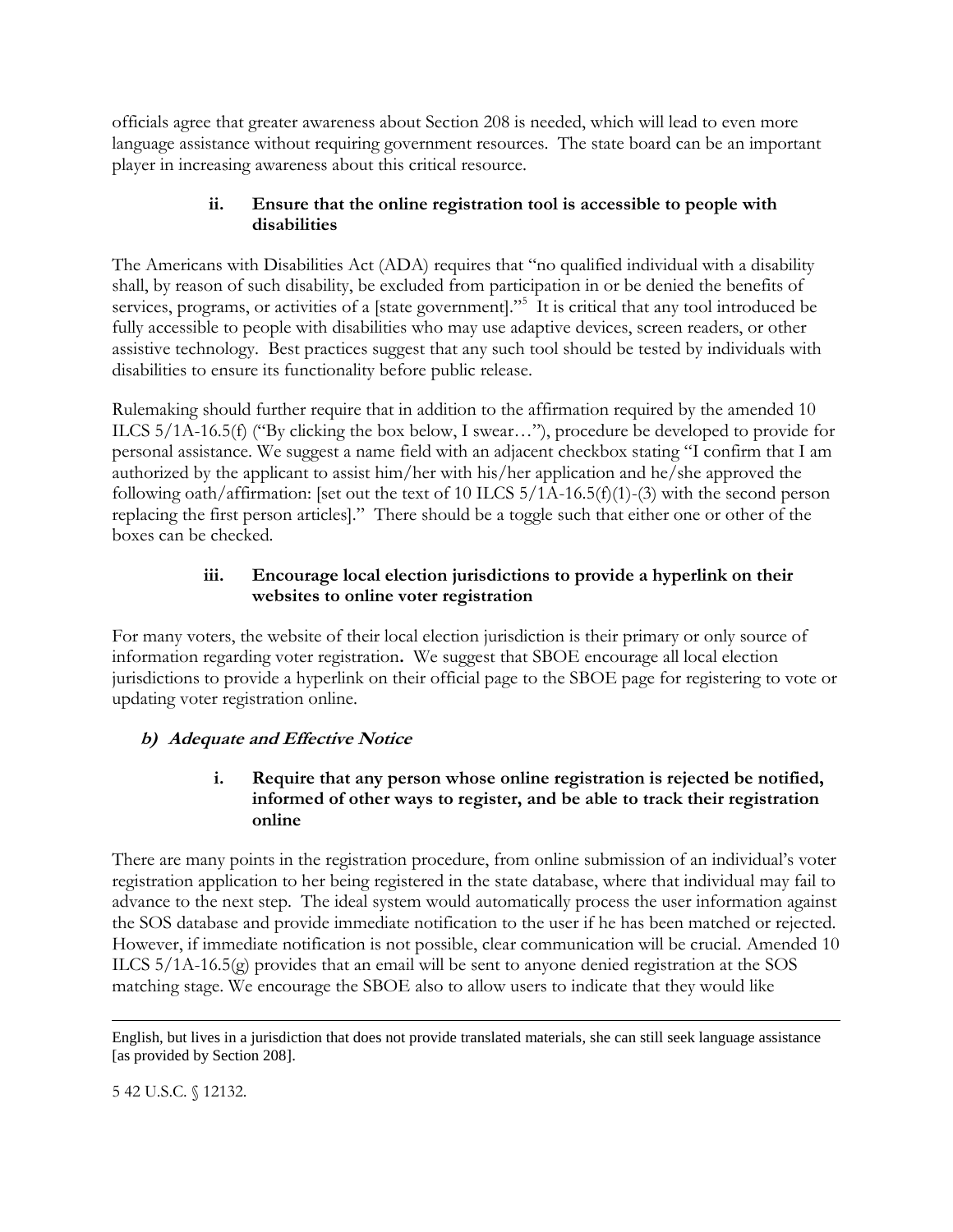officials agree that greater awareness about Section 208 is needed, which will lead to even more language assistance without requiring government resources. The state board can be an important player in increasing awareness about this critical resource.

#### ii. Ensure that the online registration tool is accessible to people with disabilities

The Americans with Disabilities Act (ADA) requires that "no qualified individual with a disability shall, by reason of such disability, be excluded from participation in or be denied the benefits of services, programs, or activities of a [state government]."[5] It is critical that any tool introduced be fully accessible to people with disabilities who may use adaptive devices, screen readers, or other assistive technology. Best practices suggest that any such tool should be tested by individuals with disabilities to ensure its functionality before public release.

Rulemaking should further require that in addition to the affirmation required by the amended 10 ILCS 5/1A-16.5(f) ("By clicking the box below, I swear…"), procedure be developed to provide for personal assistance. We suggest a name field with an adjacent checkbox stating "I confirm that I am authorized by the applicant to assist him/her with his/her application and he/she approved the following oath/affirmation: [set out the text of 10 ILCS 5/1A-16.5(f)(1)-(3) with the second person replacing the first person articles]." There should be a toggle such that either one or other of the boxes can be checked.

#### iii. Encourage local election jurisdictions to provide a hyperlink on their websites to online voter registration

For many voters, the website of their local election jurisdiction is their primary or only source of information regarding voter registration**.** We suggest that SBOE encourage all local election jurisdictions to provide a hyperlink on their official page to the SBOE page for registering to vote or updating voter registration online.

### *b) Adequate and Effective Notice*

#### i. Require that any person whose online registration is rejected be notified, informed of other ways to register, and be able to track their registration online

There are many points in the registration procedure, from online submission of an individual's voter registration application to her being registered in the state database, where that individual may fail to advance to the next step. The ideal system would automatically process the user information against the SOS database and provide immediate notification to the user if he has been matched or rejected. However, if immediate notification is not possible, clear communication will be crucial. Amended 10 ILCS 5/1A-16.5(g) provides that an email will be sent to anyone denied registration at the SOS matching stage. We encourage the SBOE also to allow users to indicate that they would like

---

English, but lives in a jurisdiction that does not provide translated materials, she can still seek language assistance [as provided by Section 208].

5 42 U.S.C. § 12132.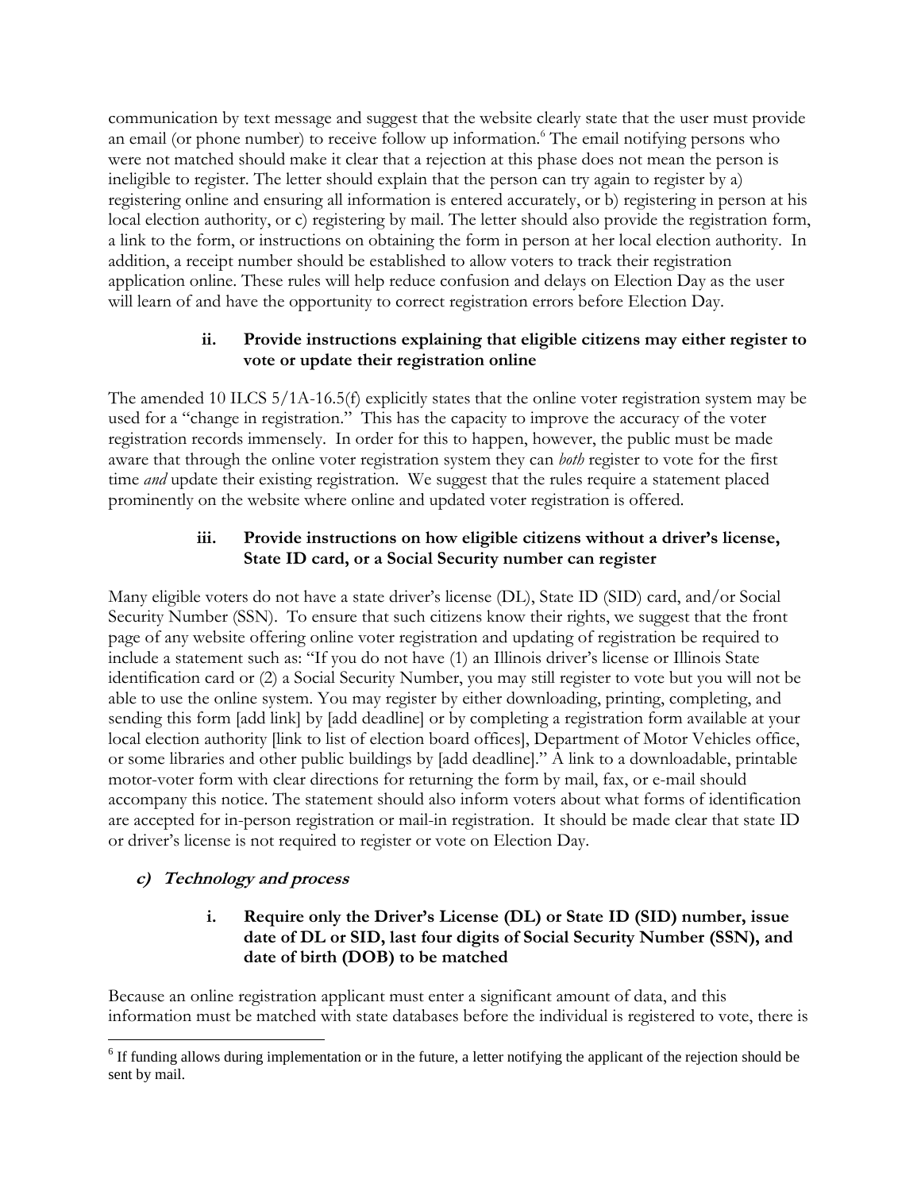communication by text message and suggest that the website clearly state that the user must provide an email (or phone number) to receive follow up information.[6] The email notifying persons who were not matched should make it clear that a rejection at this phase does not mean the person is ineligible to register. The letter should explain that the person can try again to register by a) registering online and ensuring all information is entered accurately, or b) registering in person at his local election authority, or c) registering by mail. The letter should also provide the registration form, a link to the form, or instructions on obtaining the form in person at her local election authority. In addition, a receipt number should be established to allow voters to track their registration application online. These rules will help reduce confusion and delays on Election Day as the user will learn of and have the opportunity to correct registration errors before Election Day.

#### ii. Provide instructions explaining that eligible citizens may either register to vote or update their registration online

The amended 10 ILCS 5/1A-16.5(f) explicitly states that the online voter registration system may be used for a "change in registration." This has the capacity to improve the accuracy of the voter registration records immensely. In order for this to happen, however, the public must be made aware that through the online voter registration system they can *both* register to vote for the first time *and* update their existing registration. We suggest that the rules require a statement placed prominently on the website where online and updated voter registration is offered.

#### iii. Provide instructions on how eligible citizens without a driver's license, State ID card, or a Social Security number can register

Many eligible voters do not have a state driver's license (DL), State ID (SID) card, and/or Social Security Number (SSN). To ensure that such citizens know their rights, we suggest that the front page of any website offering online voter registration and updating of registration be required to include a statement such as: "If you do not have (1) an Illinois driver's license or Illinois State identification card or (2) a Social Security Number, you may still register to vote but you will not be able to use the online system. You may register by either downloading, printing, completing, and sending this form [add link] by [add deadline] or by completing a registration form available at your local election authority [link to list of election board offices], Department of Motor Vehicles office, or some libraries and other public buildings by [add deadline]." A link to a downloadable, printable motor-voter form with clear directions for returning the form by mail, fax, or e-mail should accompany this notice. The statement should also inform voters about what forms of identification are accepted for in-person registration or mail-in registration. It should be made clear that state ID or driver's license is not required to register or vote on Election Day.

### *c) Technology and process*

#### i. Require only the Driver's License (DL) or State ID (SID) number, issue date of DL or SID, last four digits of Social Security Number (SSN), and date of birth (DOB) to be matched

Because an online registration applicant must enter a significant amount of data, and this information must be matched with state databases before the individual is registered to vote, there is

---

[6] If funding allows during implementation or in the future, a letter notifying the applicant of the rejection should be sent by mail.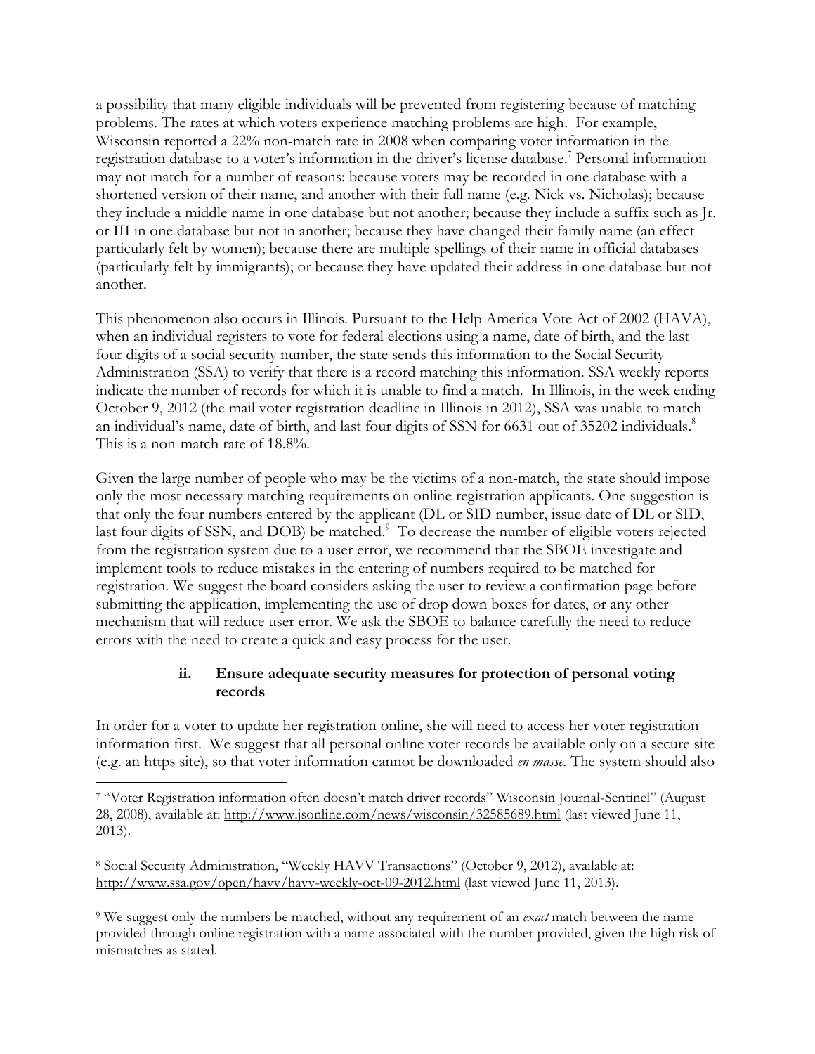a possibility that many eligible individuals will be prevented from registering because of matching problems. The rates at which voters experience matching problems are high. For example, Wisconsin reported a 22% non-match rate in 2008 when comparing voter information in the registration database to a voter's information in the driver's license database.[7] Personal information may not match for a number of reasons: because voters may be recorded in one database with a shortened version of their name, and another with their full name (e.g. Nick vs. Nicholas); because they include a middle name in one database but not another; because they include a suffix such as Jr. or III in one database but not in another; because they have changed their family name (an effect particularly felt by women); because there are multiple spellings of their name in official databases (particularly felt by immigrants); or because they have updated their address in one database but not another.

This phenomenon also occurs in Illinois. Pursuant to the Help America Vote Act of 2002 (HAVA), when an individual registers to vote for federal elections using a name, date of birth, and the last four digits of a social security number, the state sends this information to the Social Security Administration (SSA) to verify that there is a record matching this information. SSA weekly reports indicate the number of records for which it is unable to find a match. In Illinois, in the week ending October 9, 2012 (the mail voter registration deadline in Illinois in 2012), SSA was unable to match an individual's name, date of birth, and last four digits of SSN for 6631 out of 35202 individuals.[8] This is a non-match rate of 18.8%.

Given the large number of people who may be the victims of a non-match, the state should impose only the most necessary matching requirements on online registration applicants. One suggestion is that only the four numbers entered by the applicant (DL or SID number, issue date of DL or SID, last four digits of SSN, and DOB) be matched.[9] To decrease the number of eligible voters rejected from the registration system due to a user error, we recommend that the SBOE investigate and implement tools to reduce mistakes in the entering of numbers required to be matched for registration. We suggest the board considers asking the user to review a confirmation page before submitting the application, implementing the use of drop down boxes for dates, or any other mechanism that will reduce user error. We ask the SBOE to balance carefully the need to reduce errors with the need to create a quick and easy process for the user.

### ii. Ensure adequate security measures for protection of personal voting records

In order for a voter to update her registration online, she will need to access her voter registration information first. We suggest that all personal online voter records be available only on a secure site (e.g. an https site), so that voter information cannot be downloaded *en masse*. The system should also

---

[7] "Voter Registration information often doesn't match driver records" Wisconsin Journal-Sentinel" (August 28, 2008), available at: http://www.jsonline.com/news/wisconsin/32585689.html (last viewed June 11, 2013).

[8] Social Security Administration, "Weekly HAVV Transactions" (October 9, 2012), available at: http://www.ssa.gov/open/havv/havv-weekly-oct-09-2012.html (last viewed June 11, 2013).

[9] We suggest only the numbers be matched, without any requirement of an *exact* match between the name provided through online registration with a name associated with the number provided, given the high risk of mismatches as stated.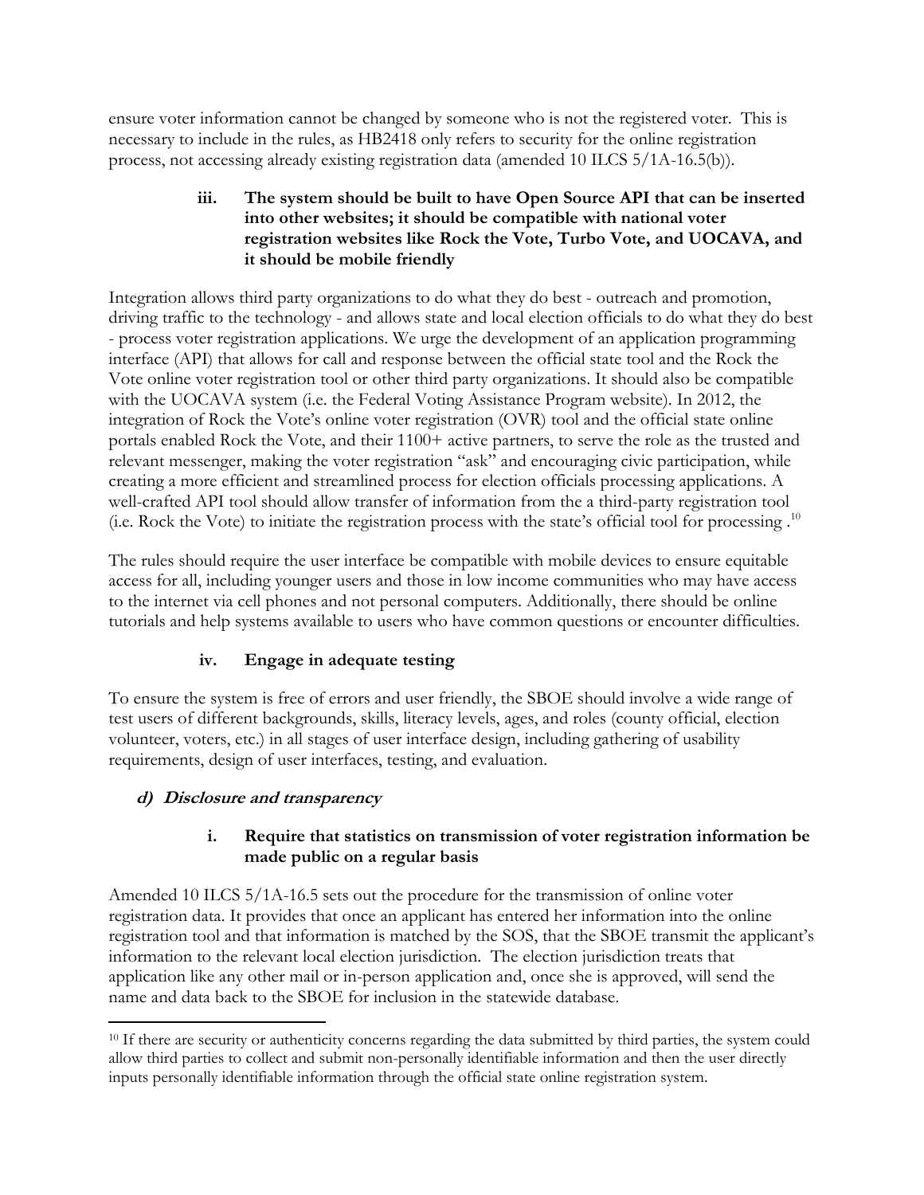ensure voter information cannot be changed by someone who is not the registered voter. This is necessary to include in the rules, as HB2418 only refers to security for the online registration process, not accessing already existing registration data (amended 10 ILCS 5/1A-16.5(b)).

#### iii. The system should be built to have Open Source API that can be inserted into other websites; it should be compatible with national voter registration websites like Rock the Vote, Turbo Vote, and UOCAVA, and it should be mobile friendly

Integration allows third party organizations to do what they do best - outreach and promotion, driving traffic to the technology - and allows state and local election officials to do what they do best - process voter registration applications. We urge the development of an application programming interface (API) that allows for call and response between the official state tool and the Rock the Vote online voter registration tool or other third party organizations. It should also be compatible with the UOCAVA system (i.e. the Federal Voting Assistance Program website). In 2012, the integration of Rock the Vote's online voter registration (OVR) tool and the official state online portals enabled Rock the Vote, and their 1100+ active partners, to serve the role as the trusted and relevant messenger, making the voter registration "ask" and encouraging civic participation, while creating a more efficient and streamlined process for election officials processing applications. A well-crafted API tool should allow transfer of information from the a third-party registration tool (i.e. Rock the Vote) to initiate the registration process with the state's official tool for processing .[10]

The rules should require the user interface be compatible with mobile devices to ensure equitable access for all, including younger users and those in low income communities who may have access to the internet via cell phones and not personal computers. Additionally, there should be online tutorials and help systems available to users who have common questions or encounter difficulties.

#### iv. Engage in adequate testing

To ensure the system is free of errors and user friendly, the SBOE should involve a wide range of test users of different backgrounds, skills, literacy levels, ages, and roles (county official, election volunteer, voters, etc.) in all stages of user interface design, including gathering of usability requirements, design of user interfaces, testing, and evaluation.

### *d) Disclosure and transparency*

#### i. Require that statistics on transmission of voter registration information be made public on a regular basis

Amended 10 ILCS 5/1A-16.5 sets out the procedure for the transmission of online voter registration data. It provides that once an applicant has entered her information into the online registration tool and that information is matched by the SOS, that the SBOE transmit the applicant's information to the relevant local election jurisdiction. The election jurisdiction treats that application like any other mail or in-person application and, once she is approved, will send the name and data back to the SBOE for inclusion in the statewide database.

---

[10] If there are security or authenticity concerns regarding the data submitted by third parties, the system could allow third parties to collect and submit non-personally identifiable information and then the user directly inputs personally identifiable information through the official state online registration system.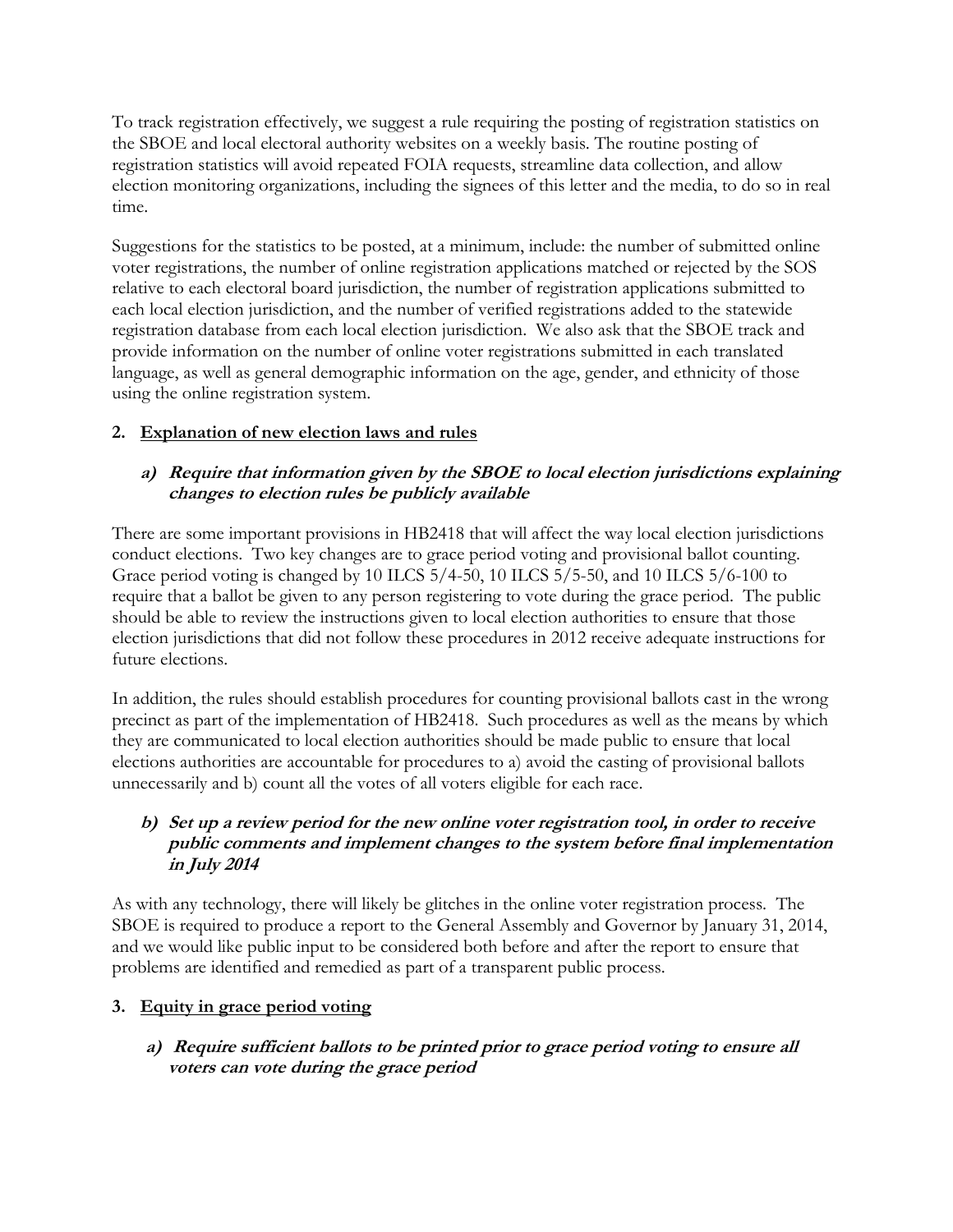To track registration effectively, we suggest a rule requiring the posting of registration statistics on the SBOE and local electoral authority websites on a weekly basis. The routine posting of registration statistics will avoid repeated FOIA requests, streamline data collection, and allow election monitoring organizations, including the signees of this letter and the media, to do so in real time.

Suggestions for the statistics to be posted, at a minimum, include: the number of submitted online voter registrations, the number of online registration applications matched or rejected by the SOS relative to each electoral board jurisdiction, the number of registration applications submitted to each local election jurisdiction, and the number of verified registrations added to the statewide registration database from each local election jurisdiction. We also ask that the SBOE track and provide information on the number of online voter registrations submitted in each translated language, as well as general demographic information on the age, gender, and ethnicity of those using the online registration system.

## 2. Explanation of new election laws and rules

### a) *Require that information given by the SBOE to local election jurisdictions explaining changes to election rules be publicly available*

There are some important provisions in HB2418 that will affect the way local election jurisdictions conduct elections. Two key changes are to grace period voting and provisional ballot counting. Grace period voting is changed by 10 ILCS 5/4-50, 10 ILCS 5/5-50, and 10 ILCS 5/6-100 to require that a ballot be given to any person registering to vote during the grace period. The public should be able to review the instructions given to local election authorities to ensure that those election jurisdictions that did not follow these procedures in 2012 receive adequate instructions for future elections.

In addition, the rules should establish procedures for counting provisional ballots cast in the wrong precinct as part of the implementation of HB2418. Such procedures as well as the means by which they are communicated to local election authorities should be made public to ensure that local elections authorities are accountable for procedures to a) avoid the casting of provisional ballots unnecessarily and b) count all the votes of all voters eligible for each race.

### b) *Set up a review period for the new online voter registration tool, in order to receive public comments and implement changes to the system before final implementation in July 2014*

As with any technology, there will likely be glitches in the online voter registration process. The SBOE is required to produce a report to the General Assembly and Governor by January 31, 2014, and we would like public input to be considered both before and after the report to ensure that problems are identified and remedied as part of a transparent public process.

## 3. Equity in grace period voting

### a) *Require sufficient ballots to be printed prior to grace period voting to ensure all voters can vote during the grace period*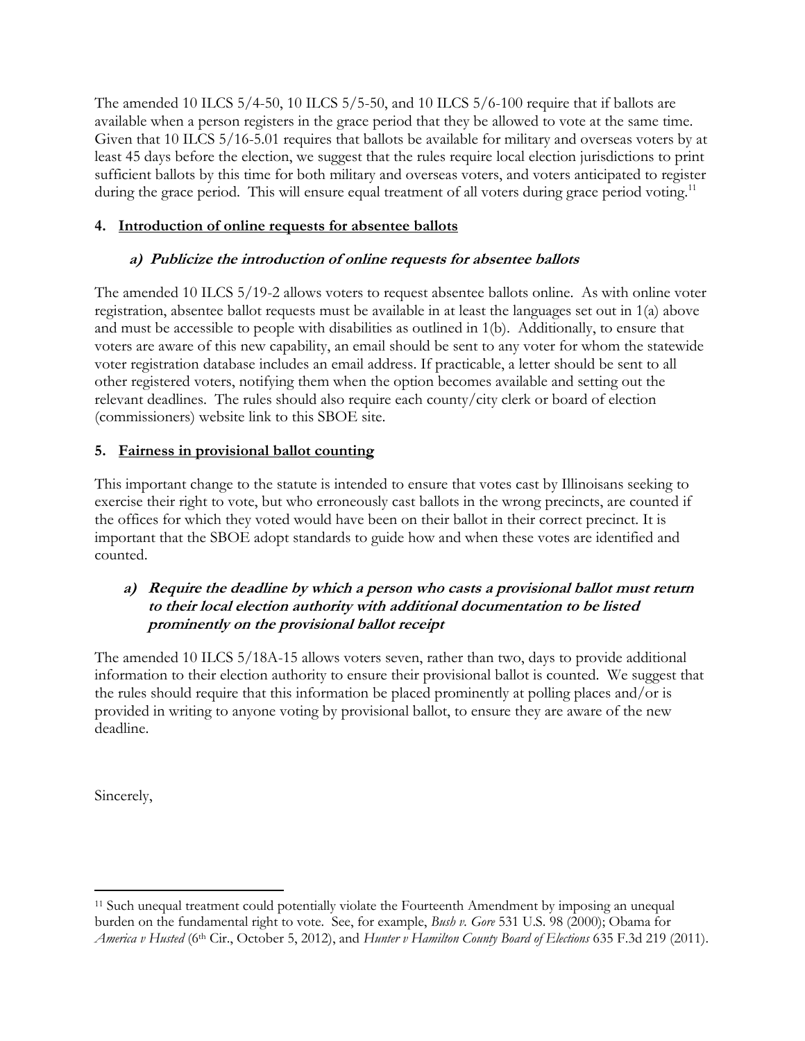The amended 10 ILCS 5/4-50, 10 ILCS 5/5-50, and 10 ILCS 5/6-100 require that if ballots are available when a person registers in the grace period that they be allowed to vote at the same time. Given that 10 ILCS 5/16-5.01 requires that ballots be available for military and overseas voters by at least 45 days before the election, we suggest that the rules require local election jurisdictions to print sufficient ballots by this time for both military and overseas voters, and voters anticipated to register during the grace period. This will ensure equal treatment of all voters during grace period voting.[11]

**4. <u>Introduction of online requests for absentee ballots</u>**

***a) Publicize the introduction of online requests for absentee ballots***

The amended 10 ILCS 5/19-2 allows voters to request absentee ballots online. As with online voter registration, absentee ballot requests must be available in at least the languages set out in 1(a) above and must be accessible to people with disabilities as outlined in 1(b). Additionally, to ensure that voters are aware of this new capability, an email should be sent to any voter for whom the statewide voter registration database includes an email address. If practicable, a letter should be sent to all other registered voters, notifying them when the option becomes available and setting out the relevant deadlines. The rules should also require each county/city clerk or board of election (commissioners) website link to this SBOE site.

**5. <u>Fairness in provisional ballot counting</u>**

This important change to the statute is intended to ensure that votes cast by Illinoisans seeking to exercise their right to vote, but who erroneously cast ballots in the wrong precincts, are counted if the offices for which they voted would have been on their ballot in their correct precinct. It is important that the SBOE adopt standards to guide how and when these votes are identified and counted.

***a) Require the deadline by which a person who casts a provisional ballot must return to their local election authority with additional documentation to be listed prominently on the provisional ballot receipt***

The amended 10 ILCS 5/18A-15 allows voters seven, rather than two, days to provide additional information to their election authority to ensure their provisional ballot is counted. We suggest that the rules should require that this information be placed prominently at polling places and/or is provided in writing to anyone voting by provisional ballot, to ensure they are aware of the new deadline.

Sincerely,

---

[11] Such unequal treatment could potentially violate the Fourteenth Amendment by imposing an unequal burden on the fundamental right to vote. See, for example, *Bush v. Gore* 531 U.S. 98 (2000); Obama for *America v Husted* (6th Cir., October 5, 2012), and *Hunter v Hamilton County Board of Elections* 635 F.3d 219 (2011).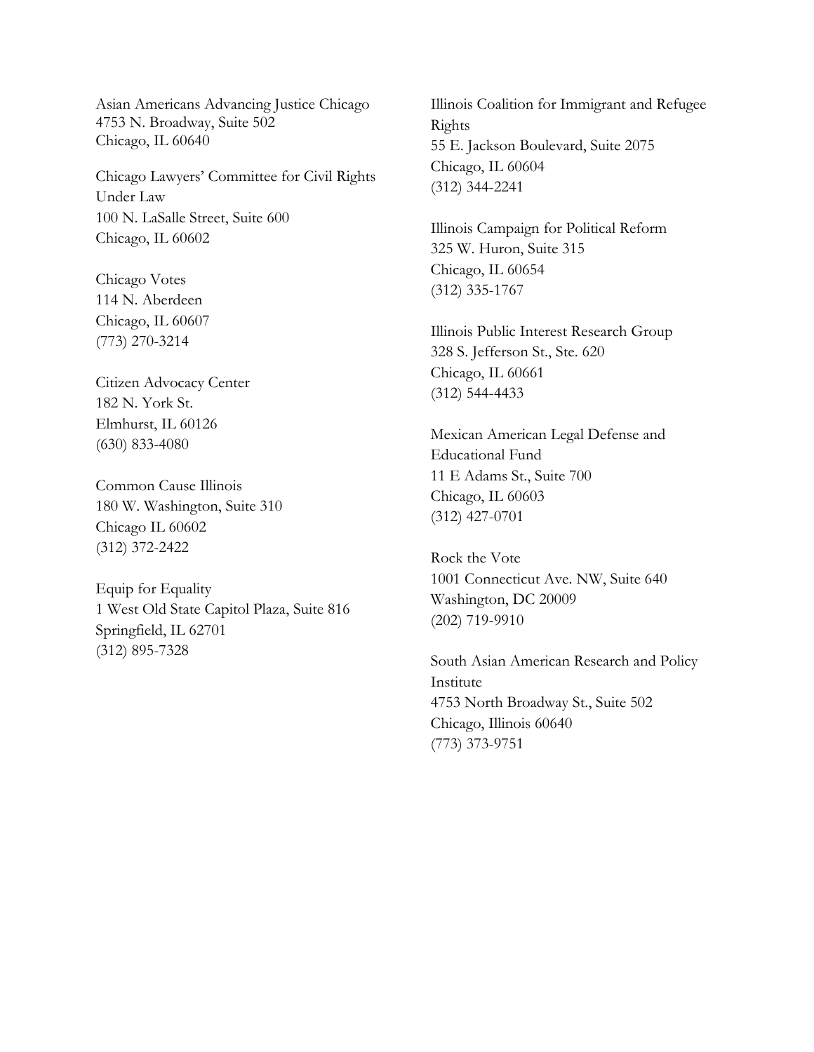Asian Americans Advancing Justice Chicago
4753 N. Broadway, Suite 502
Chicago, IL 60640

Chicago Lawyers' Committee for Civil Rights Under Law
100 N. LaSalle Street, Suite 600
Chicago, IL 60602

Chicago Votes
114 N. Aberdeen
Chicago, IL 60607
(773) 270-3214

Citizen Advocacy Center
182 N. York St.
Elmhurst, IL 60126
(630) 833-4080

Common Cause Illinois
180 W. Washington, Suite 310
Chicago IL 60602
(312) 372-2422

Equip for Equality
1 West Old State Capitol Plaza, Suite 816
Springfield, IL 62701
(312) 895-7328

Illinois Coalition for Immigrant and Refugee Rights
55 E. Jackson Boulevard, Suite 2075
Chicago, IL 60604
(312) 344-2241

Illinois Campaign for Political Reform
325 W. Huron, Suite 315
Chicago, IL 60654
(312) 335-1767

Illinois Public Interest Research Group
328 S. Jefferson St., Ste. 620
Chicago, IL 60661
(312) 544-4433

Mexican American Legal Defense and Educational Fund
11 E Adams St., Suite 700
Chicago, IL 60603
(312) 427-0701

Rock the Vote
1001 Connecticut Ave. NW, Suite 640
Washington, DC 20009
(202) 719-9910

South Asian American Research and Policy Institute
4753 North Broadway St., Suite 502
Chicago, Illinois 60640
(773) 373-9751